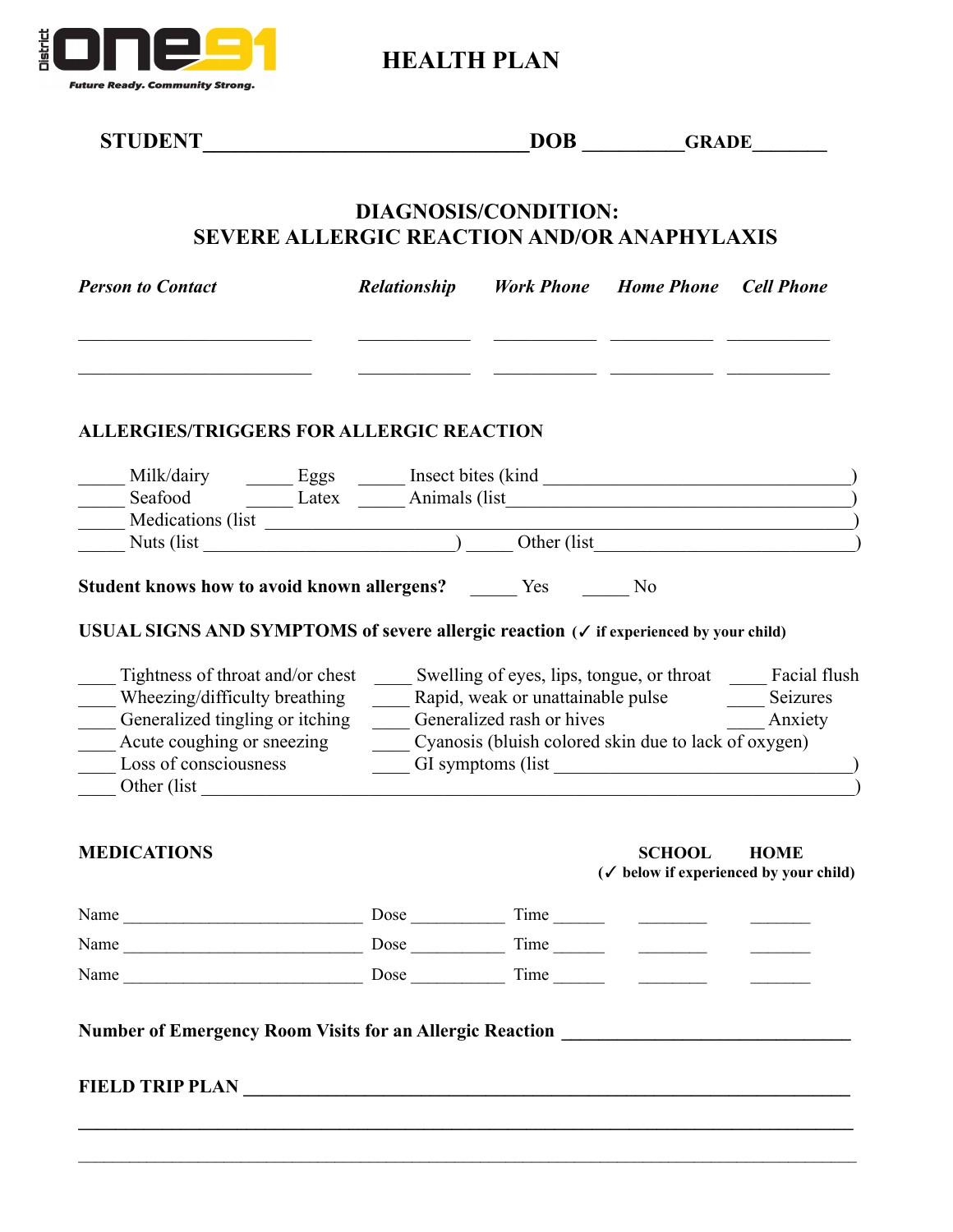# HEALTH PLAN

**STUDENT**\_\_\_\_\_\_\_\_\_\_\_\_\_\_\_\_\_\_\_\_\_\_\_\_\_\_\_\_\_\_\_\_ **DOB** \_\_\_\_\_\_\_\_\_\_ **GRADE**\_\_\_\_\_\_\_

## DIAGNOSIS/CONDITION:
## SEVERE ALLERGIC REACTION AND/OR ANAPHYLAXIS

| *Person to Contact* | *Relationship* | *Work Phone* | *Home Phone* | *Cell Phone* |
|---|---|---|---|---|
| | | | | |
| | | | | |

**ALLERGIES/TRIGGERS FOR ALLERGIC REACTION**

\_\_\_\_\_ Milk/dairy \_\_\_\_\_ Eggs \_\_\_\_\_ Insect bites (kind \_\_\_\_\_\_\_\_\_\_\_\_\_\_\_\_\_\_\_\_\_\_\_\_\_\_\_\_\_\_\_\_\_\_)
\_\_\_\_\_ Seafood \_\_\_\_\_ Latex \_\_\_\_\_ Animals (list\_\_\_\_\_\_\_\_\_\_\_\_\_\_\_\_\_\_\_\_\_\_\_\_\_\_\_\_\_\_\_\_\_\_\_\_\_)
\_\_\_\_\_ Medications (list \_\_\_\_\_\_\_\_\_\_\_\_\_\_\_\_\_\_\_\_\_\_\_\_\_\_\_\_\_\_\_\_\_\_\_\_\_\_\_\_\_\_\_\_\_\_\_\_\_\_\_\_\_\_\_\_\_\_\_\_\_)
\_\_\_\_\_ Nuts (list \_\_\_\_\_\_\_\_\_\_\_\_\_\_\_\_\_\_\_\_\_\_\_\_\_\_\_) \_\_\_\_\_ Other (list\_\_\_\_\_\_\_\_\_\_\_\_\_\_\_\_\_\_\_\_\_\_\_\_\_\_\_\_\_\_\_)

**Student knows how to avoid known allergens?** \_\_\_\_\_ Yes \_\_\_\_\_ No

**USUAL SIGNS AND SYMPTOMS of severe allergic reaction** **(✓ if experienced by your child)**

\_\_\_\_ Tightness of throat and/or chest \_\_\_\_ Swelling of eyes, lips, tongue, or throat \_\_\_\_ Facial flush
\_\_\_\_ Wheezing/difficulty breathing \_\_\_\_ Rapid, weak or unattainable pulse \_\_\_\_ Seizures
\_\_\_\_ Generalized tingling or itching \_\_\_\_ Generalized rash or hives \_\_\_\_ Anxiety
\_\_\_\_ Acute coughing or sneezing \_\_\_\_ Cyanosis (bluish colored skin due to lack of oxygen)
\_\_\_\_ Loss of consciousness \_\_\_\_ GI symptoms (list \_\_\_\_\_\_\_\_\_\_\_\_\_\_\_\_\_\_\_\_\_\_\_\_\_\_\_\_\_\_\_)
\_\_\_\_ Other (list \_\_\_\_\_\_\_\_\_\_\_\_\_\_\_\_\_\_\_\_\_\_\_\_\_\_\_\_\_\_\_\_\_\_\_\_\_\_\_\_\_\_\_\_\_\_\_\_\_\_\_\_\_\_\_\_\_\_\_\_\_\_\_\_)

**MEDICATIONS**

| | | | **SCHOOL** | **HOME** |
|---|---|---|---|---|
| | | | **(✓ below if experienced by your child)** | |
| Name \_\_\_\_\_\_\_\_\_\_\_\_\_\_\_\_\_\_\_\_\_\_\_\_\_\_\_\_ | Dose \_\_\_\_\_\_\_\_\_\_\_ | Time \_\_\_\_\_\_ | \_\_\_\_\_\_\_\_ | \_\_\_\_\_\_\_ |
| Name \_\_\_\_\_\_\_\_\_\_\_\_\_\_\_\_\_\_\_\_\_\_\_\_\_\_\_\_ | Dose \_\_\_\_\_\_\_\_\_\_\_ | Time \_\_\_\_\_\_ | \_\_\_\_\_\_\_\_ | \_\_\_\_\_\_\_ |
| Name \_\_\_\_\_\_\_\_\_\_\_\_\_\_\_\_\_\_\_\_\_\_\_\_\_\_\_\_ | Dose \_\_\_\_\_\_\_\_\_\_\_ | Time \_\_\_\_\_\_ | \_\_\_\_\_\_\_\_ | \_\_\_\_\_\_\_ |

**Number of Emergency Room Visits for an Allergic Reaction** \_\_\_\_\_\_\_\_\_\_\_\_\_\_\_\_\_\_\_\_\_\_\_\_\_\_\_\_\_\_\_

**FIELD TRIP PLAN** \_\_\_\_\_\_\_\_\_\_\_\_\_\_\_\_\_\_\_\_\_\_\_\_\_\_\_\_\_\_\_\_\_\_\_\_\_\_\_\_\_\_\_\_\_\_\_\_\_\_\_\_\_\_\_\_\_\_\_\_\_\_\_\_\_

\_\_\_\_\_\_\_\_\_\_\_\_\_\_\_\_\_\_\_\_\_\_\_\_\_\_\_\_\_\_\_\_\_\_\_\_\_\_\_\_\_\_\_\_\_\_\_\_\_\_\_\_\_\_\_\_\_\_\_\_\_\_\_\_\_\_\_\_\_\_\_\_\_\_\_\_\_\_\_\_\_\_

\_\_\_\_\_\_\_\_\_\_\_\_\_\_\_\_\_\_\_\_\_\_\_\_\_\_\_\_\_\_\_\_\_\_\_\_\_\_\_\_\_\_\_\_\_\_\_\_\_\_\_\_\_\_\_\_\_\_\_\_\_\_\_\_\_\_\_\_\_\_\_\_\_\_\_\_\_\_\_\_\_\_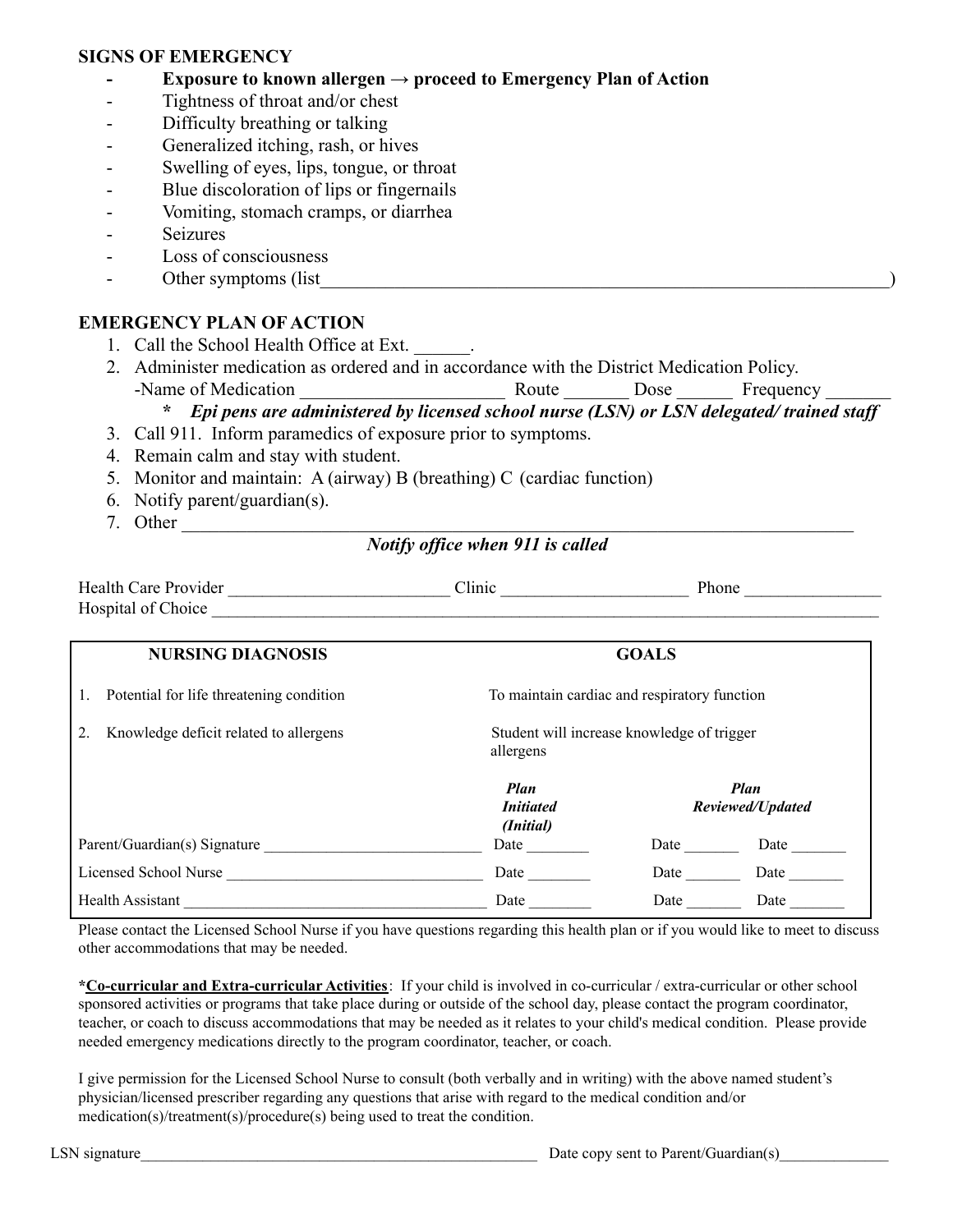**SIGNS OF EMERGENCY**

- **Exposure to known allergen → proceed to Emergency Plan of Action**
- Tightness of throat and/or chest
- Difficulty breathing or talking
- Generalized itching, rash, or hives
- Swelling of eyes, lips, tongue, or throat
- Blue discoloration of lips or fingernails
- Vomiting, stomach cramps, or diarrhea
- Seizures
- Loss of consciousness
- Other symptoms (list________________________________________________________________)

**EMERGENCY PLAN OF ACTION**

1. Call the School Health Office at Ext. ______.
2. Administer medication as ordered and in accordance with the District Medication Policy.
   -Name of Medication ______________________ Route _______ Dose ______ Frequency _______
   ***\* Epi pens are administered by licensed school nurse (LSN) or LSN delegated/ trained staff***
3. Call 911. Inform paramedics of exposure prior to symptoms.
4. Remain calm and stay with student.
5. Monitor and maintain: A (airway) B (breathing) C (cardiac function)
6. Notify parent/guardian(s).
7. Other ___________________________________________________________________________

***Notify office when 911 is called***

Health Care Provider __________________________ Clinic ______________________ Phone ________________
Hospital of Choice ________________________________________________________________________________

| NURSING DIAGNOSIS | GOALS | | |
|---|---|---|---|
| 1. Potential for life threatening condition | To maintain cardiac and respiratory function | | |
| 2. Knowledge deficit related to allergens | Student will increase knowledge of trigger allergens | | |
| | ***Plan Initiated (Initial)*** | ***Plan Reviewed/Updated*** | |
| Parent/Guardian(s) Signature ____________________________ | Date ________ | Date _______ | Date _______ |
| Licensed School Nurse _________________________________ | Date ________ | Date _______ | Date _______ |
| Health Assistant _____________________________________ | Date ________ | Date _______ | Date _______ |

Please contact the Licensed School Nurse if you have questions regarding this health plan or if you would like to meet to discuss other accommodations that may be needed.

**\*<u>Co-curricular and Extra-curricular Activities</u>**: If your child is involved in co-curricular / extra-curricular or other school sponsored activities or programs that take place during or outside of the school day, please contact the program coordinator, teacher, or coach to discuss accommodations that may be needed as it relates to your child's medical condition. Please provide needed emergency medications directly to the program coordinator, teacher, or coach.

I give permission for the Licensed School Nurse to consult (both verbally and in writing) with the above named student's physician/licensed prescriber regarding any questions that arise with regard to the medical condition and/or medication(s)/treatment(s)/procedure(s) being used to treat the condition.

LSN signature_____________________________________________________ Date copy sent to Parent/Guardian(s)______________